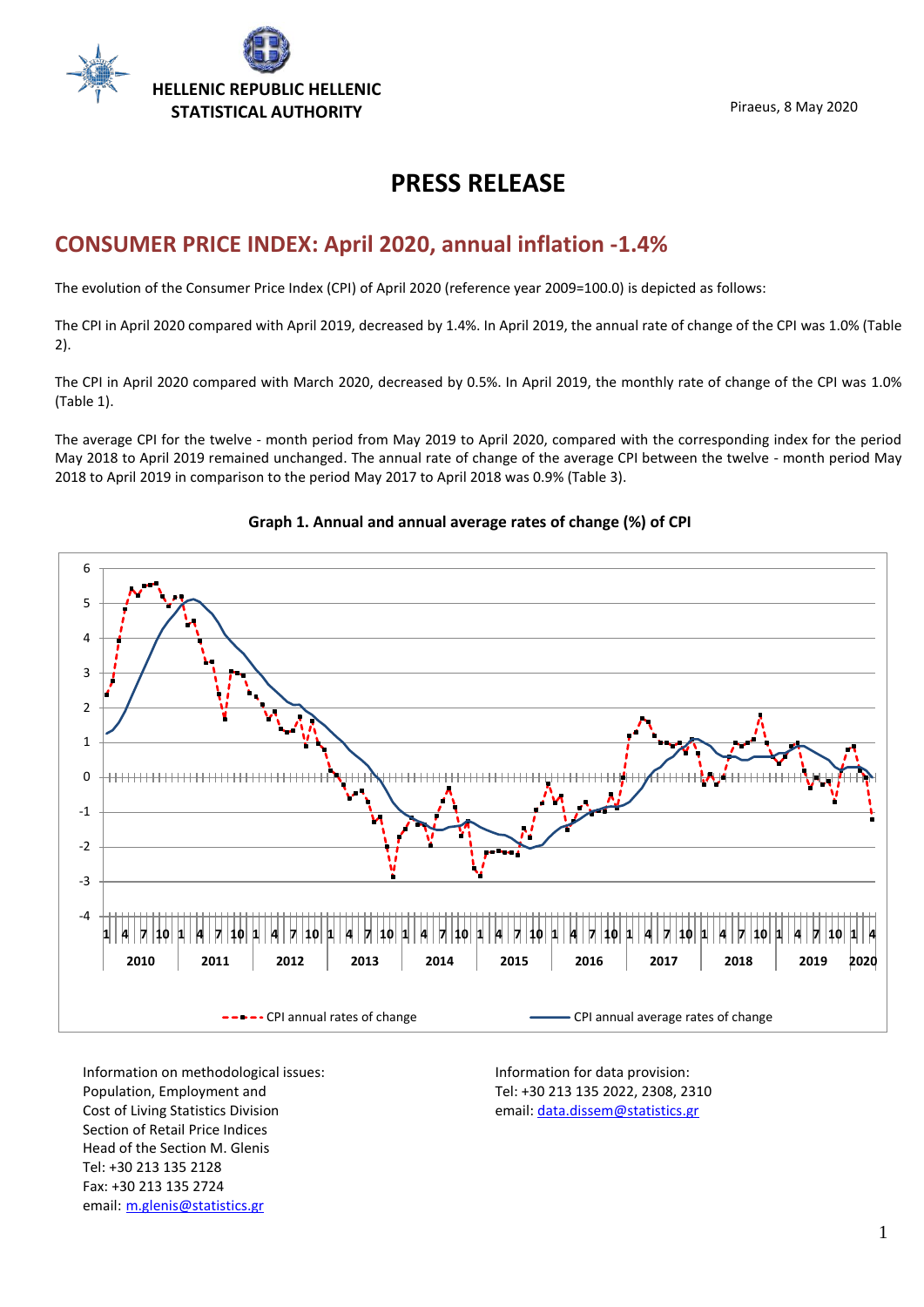HELLENIC REPUBLIC HELLENIC STATISTICAL AUTHORITY

Piraeus, 8 May 2020

# PRESS RELEASE

## CONSUMER PRICE INDEX: April 2020, annual inflation -1.4%

The evolution of the Consumer Price Index (CPI) of April 2020 (reference year 2009=100.0) is depicted as follows:

The CPI in April 2020 compared with April 2019, decreased by 1.4%. In April 2019, the annual rate of change of the CPI was 1.0% (Table 2).

The CPI in April 2020 compared with March 2020, decreased by 0.5%. In April 2019, the monthly rate of change of the CPI was 1.0% (Table 1).

The average CPI for the twelve - month period from May 2019 to April 2020, compared with the corresponding index for the period May 2018 to April 2019 remained unchanged. The annual rate of change of the average CPI between the twelve - month period May 2018 to April 2019 in comparison to the period May 2017 to April 2018 was 0.9% (Table 3).

**Graph 1. Annual and annual average rates of change (%) of CPI**

CPI annual rates of change — CPI annual average rates of change

Information on methodological issues:
Population, Employment and Cost of Living Statistics Division
Section of Retail Price Indices
Head of the Section M. Glenis
Tel: +30 213 135 2128
Fax: +30 213 135 2724
email: m.glenis@statistics.gr

Information for data provision:
Tel: +30 213 135 2022, 2308, 2310
email: data.dissem@statistics.gr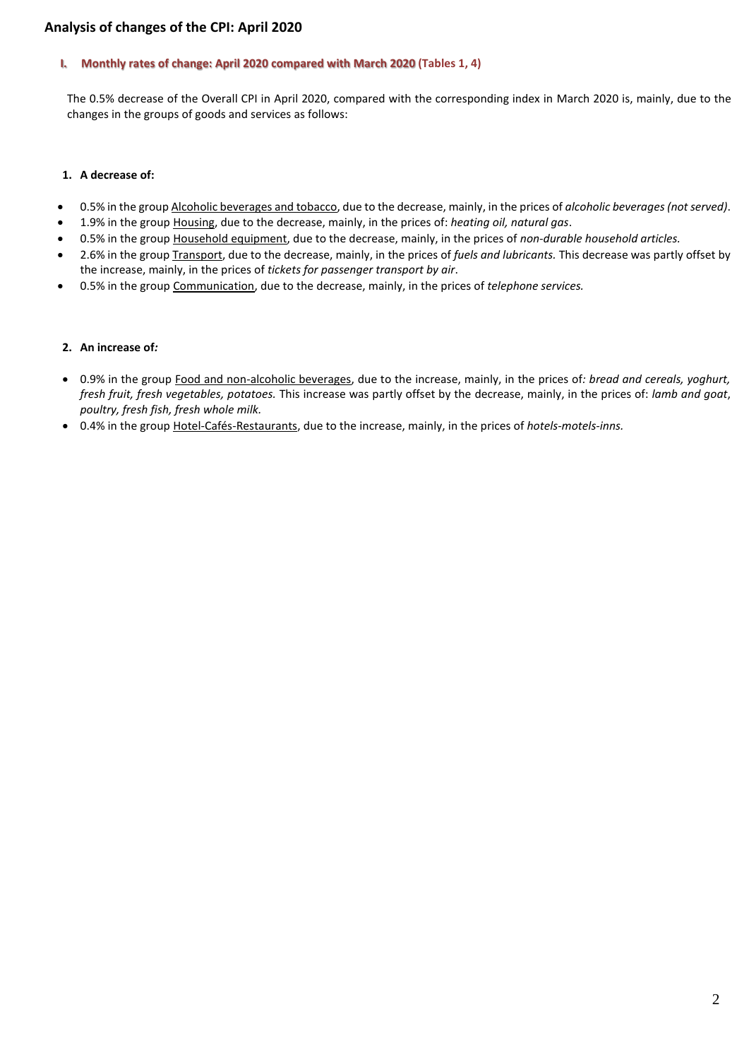## Analysis of changes of the CPI: April 2020

### I. Monthly rates of change: April 2020 compared with March 2020 (Tables 1, 4)

The 0.5% decrease of the Overall CPI in April 2020, compared with the corresponding index in March 2020 is, mainly, due to the changes in the groups of goods and services as follows:

**1. A decrease of:**

- 0.5% in the group Alcoholic beverages and tobacco, due to the decrease, mainly, in the prices of *alcoholic beverages (not served)*.
- 1.9% in the group Housing, due to the decrease, mainly, in the prices of: *heating oil, natural gas*.
- 0.5% in the group Household equipment, due to the decrease, mainly, in the prices of *non-durable household articles.*
- 2.6% in the group Transport, due to the decrease, mainly, in the prices of *fuels and lubricants.* This decrease was partly offset by the increase, mainly, in the prices of *tickets for passenger transport by air*.
- 0.5% in the group Communication, due to the decrease, mainly, in the prices of *telephone services.*

**2. An increase of:**

- 0.9% in the group Food and non-alcoholic beverages, due to the increase, mainly, in the prices of: *bread and cereals, yoghurt, fresh fruit, fresh vegetables, potatoes.* This increase was partly offset by the decrease, mainly, in the prices of: *lamb and goat*, *poultry, fresh fish, fresh whole milk.*
- 0.4% in the group Hotel-Cafés-Restaurants, due to the increase, mainly, in the prices of *hotels-motels-inns.*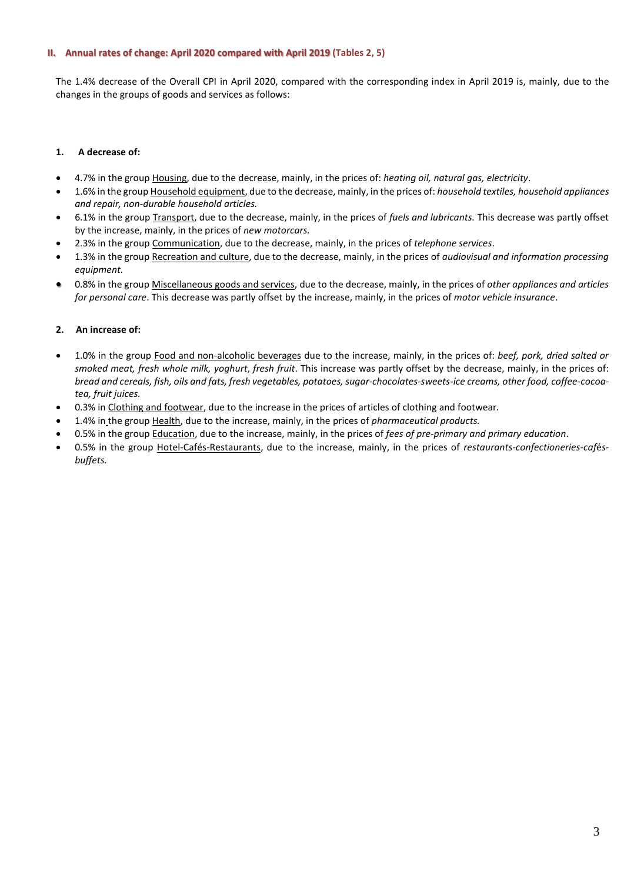## II. Annual rates of change: April 2020 compared with April 2019 (Tables 2, 5)

The 1.4% decrease of the Overall CPI in April 2020, compared with the corresponding index in April 2019 is, mainly, due to the changes in the groups of goods and services as follows:

**1. A decrease of:**

- 4.7% in the group Housing, due to the decrease, mainly, in the prices of: *heating oil, natural gas, electricity*.
- 1.6% in the group Household equipment, due to the decrease, mainly, in the prices of: *household textiles, household appliances and repair, non-durable household articles.*
- 6.1% in the group Transport, due to the decrease, mainly, in the prices of *fuels and lubricants.* This decrease was partly offset by the increase, mainly, in the prices of *new motorcars.*
- 2.3% in the group Communication, due to the decrease, mainly, in the prices of *telephone services*.
- 1.3% in the group Recreation and culture, due to the decrease, mainly, in the prices of *audiovisual and information processing equipment.*
- 0.8% in the group Miscellaneous goods and services, due to the decrease, mainly, in the prices of *other appliances and articles for personal care*. This decrease was partly offset by the increase, mainly, in the prices of *motor vehicle insurance*.

**2. An increase of:**

- 1.0% in the group Food and non-alcoholic beverages due to the increase, mainly, in the prices of: *beef, pork, dried salted or smoked meat, fresh whole milk, yoghurt, fresh fruit*. This increase was partly offset by the decrease, mainly, in the prices of: *bread and cereals, fish, oils and fats, fresh vegetables, potatoes, sugar-chocolates-sweets-ice creams, other food, coffee-cocoa-tea, fruit juices.*
- 0.3% in Clothing and footwear, due to the increase in the prices of articles of clothing and footwear.
- 1.4% in the group Health, due to the increase, mainly, in the prices of *pharmaceutical products.*
- 0.5% in the group Education, due to the increase, mainly, in the prices of *fees of pre-primary and primary education*.
- 0.5% in the group Hotel-Cafés-Restaurants, due to the increase, mainly, in the prices of *restaurants-confectioneries-cafés-buffets.*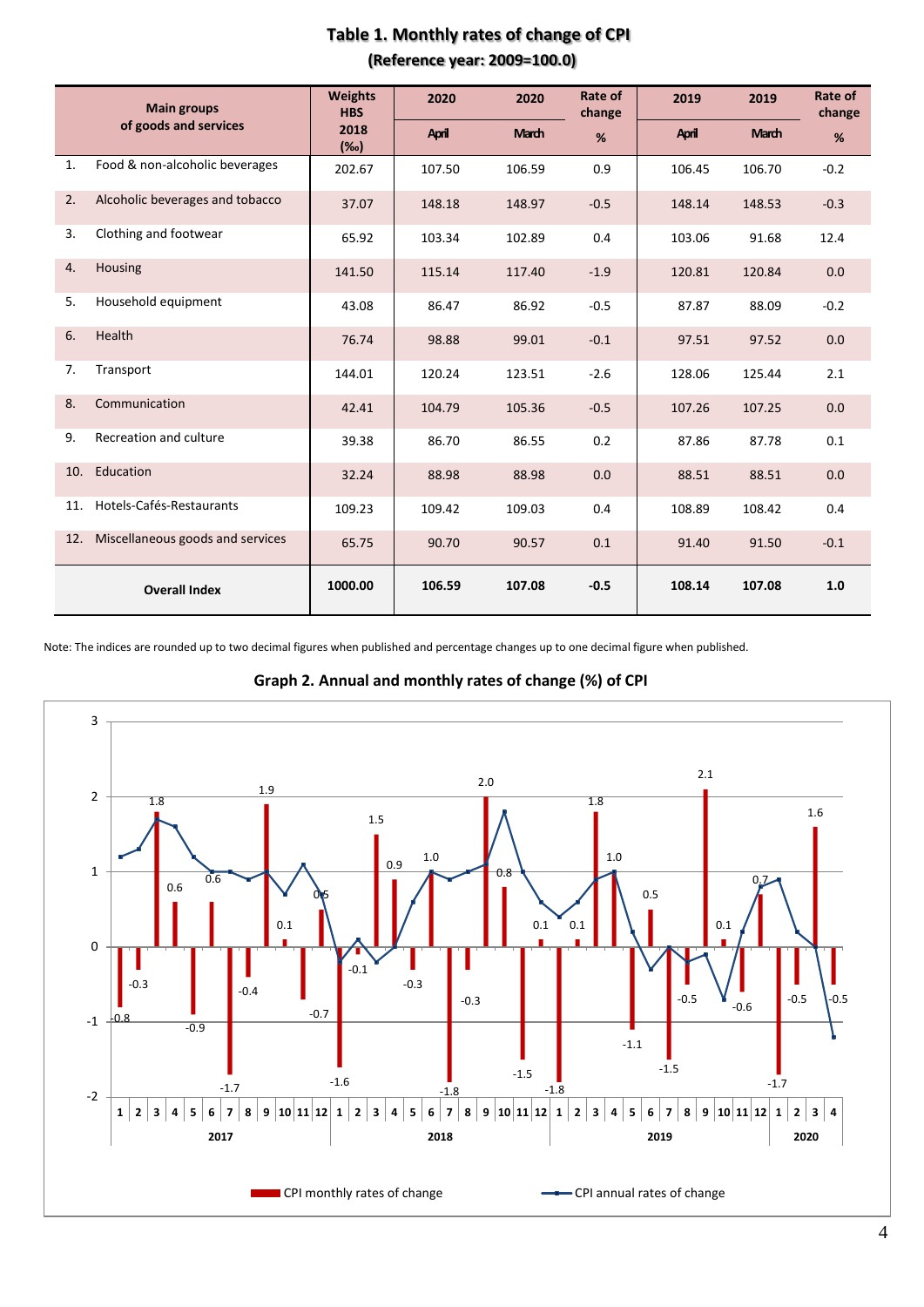## Table 1. Monthly rates of change of CPI

**(Reference year: 2009=100.0)**

| Main groups of goods and services | Weights HBS 2018 (‰) | 2020 April | 2020 March | Rate of change % | 2019 April | 2019 March | Rate of change % |
|---|---|---|---|---|---|---|---|
| 1. Food & non-alcoholic beverages | 202.67 | 107.50 | 106.59 | 0.9 | 106.45 | 106.70 | -0.2 |
| 2. Alcoholic beverages and tobacco | 37.07 | 148.18 | 148.97 | -0.5 | 148.14 | 148.53 | -0.3 |
| 3. Clothing and footwear | 65.92 | 103.34 | 102.89 | 0.4 | 103.06 | 91.68 | 12.4 |
| 4. Housing | 141.50 | 115.14 | 117.40 | -1.9 | 120.81 | 120.84 | 0.0 |
| 5. Household equipment | 43.08 | 86.47 | 86.92 | -0.5 | 87.87 | 88.09 | -0.2 |
| 6. Health | 76.74 | 98.88 | 99.01 | -0.1 | 97.51 | 97.52 | 0.0 |
| 7. Transport | 144.01 | 120.24 | 123.51 | -2.6 | 128.06 | 125.44 | 2.1 |
| 8. Communication | 42.41 | 104.79 | 105.36 | -0.5 | 107.26 | 107.25 | 0.0 |
| 9. Recreation and culture | 39.38 | 86.70 | 86.55 | 0.2 | 87.86 | 87.78 | 0.1 |
| 10. Education | 32.24 | 88.98 | 88.98 | 0.0 | 88.51 | 88.51 | 0.0 |
| 11. Hotels-Cafés-Restaurants | 109.23 | 109.42 | 109.03 | 0.4 | 108.89 | 108.42 | 0.4 |
| 12. Miscellaneous goods and services | 65.75 | 90.70 | 90.57 | 0.1 | 91.40 | 91.50 | -0.1 |
| **Overall Index** | **1000.00** | **106.59** | **107.08** | **-0.5** | **108.14** | **107.08** | **1.0** |

Note: The indices are rounded up to two decimal figures when published and percentage changes up to one decimal figure when published.

## Graph 2. Annual and monthly rates of change (%) of CPI

CPI monthly rates of change (2017–2020, months 1–12; 2020 months 1–4):

| Year | 1 | 2 | 3 | 4 | 5 | 6 | 7 | 8 | 9 | 10 | 11 | 12 |
|---|---|---|---|---|---|---|---|---|---|---|---|---|
| 2017 | -0.8 | -0.3 | 1.8 | 0.6 | -0.9 | 0.6 | -1.7 | -0.4 | 1.9 | 0.1 | -0.7 | 0.5 |
| 2018 | -1.6 | -0.1 | 1.5 | 0.9 | -0.3 | 1.0 | -1.8 | -0.3 | 2.0 | 0.8 | -1.5 | 0.1 |
| 2019 | -1.8 | 0.1 | 1.8 | 1.0 | -1.1 | 0.5 | -1.5 | -0.5 | 2.1 | 0.1 | -0.6 | 0.7 |
| 2020 | -1.7 | -0.5 | 1.6 | -0.5 | | | | | | | | |

Legend: CPI monthly rates of change; CPI annual rates of change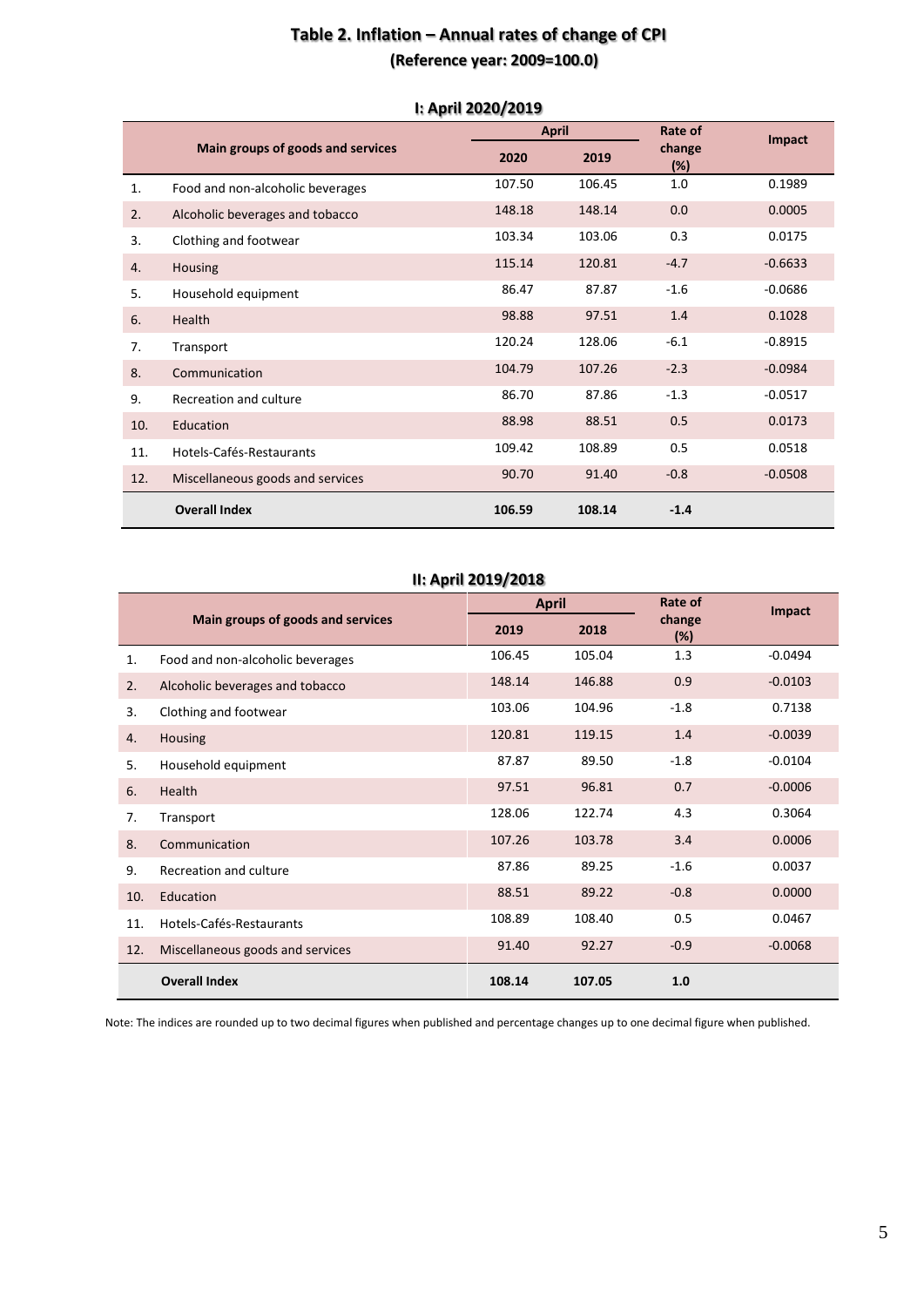# Table 2. Inflation – Annual rates of change of CPI

**(Reference year: 2009=100.0)**

## I: April 2020/2019

| | Main groups of goods and services | April | | Rate of change (%) | Impact |
|---|---|---|---|---|---|
| | | 2020 | 2019 | | |
| 1. | Food and non-alcoholic beverages | 107.50 | 106.45 | 1.0 | 0.1989 |
| 2. | Alcoholic beverages and tobacco | 148.18 | 148.14 | 0.0 | 0.0005 |
| 3. | Clothing and footwear | 103.34 | 103.06 | 0.3 | 0.0175 |
| 4. | Housing | 115.14 | 120.81 | -4.7 | -0.6633 |
| 5. | Household equipment | 86.47 | 87.87 | -1.6 | -0.0686 |
| 6. | Health | 98.88 | 97.51 | 1.4 | 0.1028 |
| 7. | Transport | 120.24 | 128.06 | -6.1 | -0.8915 |
| 8. | Communication | 104.79 | 107.26 | -2.3 | -0.0984 |
| 9. | Recreation and culture | 86.70 | 87.86 | -1.3 | -0.0517 |
| 10. | Education | 88.98 | 88.51 | 0.5 | 0.0173 |
| 11. | Hotels-Cafés-Restaurants | 109.42 | 108.89 | 0.5 | 0.0518 |
| 12. | Miscellaneous goods and services | 90.70 | 91.40 | -0.8 | -0.0508 |
| | **Overall Index** | **106.59** | **108.14** | **-1.4** | |

## II: April 2019/2018

| | Main groups of goods and services | April | | Rate of change (%) | Impact |
|---|---|---|---|---|---|
| | | 2019 | 2018 | | |
| 1. | Food and non-alcoholic beverages | 106.45 | 105.04 | 1.3 | -0.0494 |
| 2. | Alcoholic beverages and tobacco | 148.14 | 146.88 | 0.9 | -0.0103 |
| 3. | Clothing and footwear | 103.06 | 104.96 | -1.8 | 0.7138 |
| 4. | Housing | 120.81 | 119.15 | 1.4 | -0.0039 |
| 5. | Household equipment | 87.87 | 89.50 | -1.8 | -0.0104 |
| 6. | Health | 97.51 | 96.81 | 0.7 | -0.0006 |
| 7. | Transport | 128.06 | 122.74 | 4.3 | 0.3064 |
| 8. | Communication | 107.26 | 103.78 | 3.4 | 0.0006 |
| 9. | Recreation and culture | 87.86 | 89.25 | -1.6 | 0.0037 |
| 10. | Education | 88.51 | 89.22 | -0.8 | 0.0000 |
| 11. | Hotels-Cafés-Restaurants | 108.89 | 108.40 | 0.5 | 0.0467 |
| 12. | Miscellaneous goods and services | 91.40 | 92.27 | -0.9 | -0.0068 |
| | **Overall Index** | **108.14** | **107.05** | **1.0** | |

Note: The indices are rounded up to two decimal figures when published and percentage changes up to one decimal figure when published.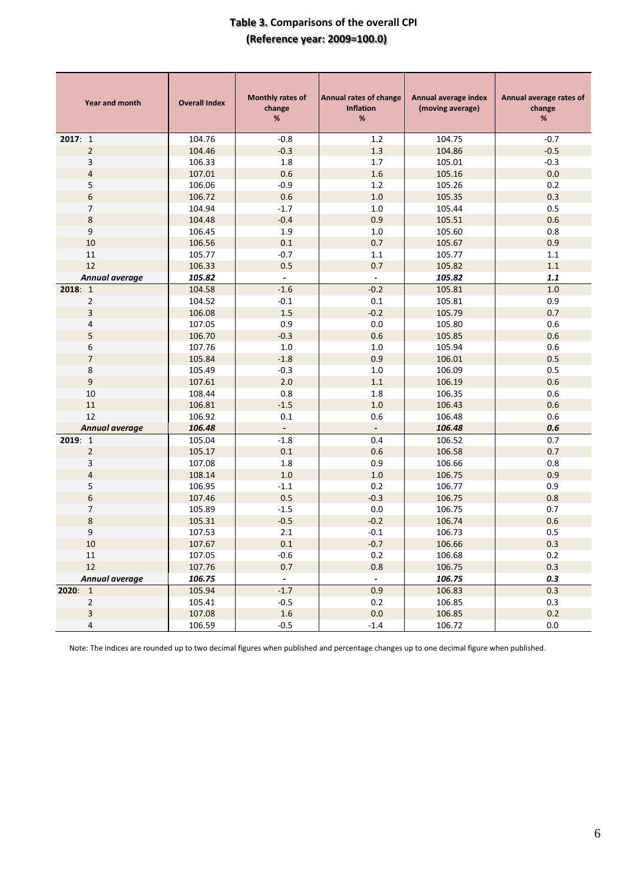## Table 3. Comparisons of the overall CPI
### (Reference year: 2009=100.0)

| Year and month | Overall Index | Monthly rates of change % | Annual rates of change Inflation % | Annual average index (moving average) | Annual average rates of change % |
|---|---|---|---|---|---|
| **2017**: 1 | 104.76 | -0.8 | 1.2 | 104.75 | -0.7 |
| 2 | 104.46 | -0.3 | 1.3 | 104.86 | -0.5 |
| 3 | 106.33 | 1.8 | 1.7 | 105.01 | -0.3 |
| 4 | 107.01 | 0.6 | 1.6 | 105.16 | 0.0 |
| 5 | 106.06 | -0.9 | 1.2 | 105.26 | 0.2 |
| 6 | 106.72 | 0.6 | 1.0 | 105.35 | 0.3 |
| 7 | 104.94 | -1.7 | 1.0 | 105.44 | 0.5 |
| 8 | 104.48 | -0.4 | 0.9 | 105.51 | 0.6 |
| 9 | 106.45 | 1.9 | 1.0 | 105.60 | 0.8 |
| 10 | 106.56 | 0.1 | 0.7 | 105.67 | 0.9 |
| 11 | 105.77 | -0.7 | 1.1 | 105.77 | 1.1 |
| 12 | 106.33 | 0.5 | 0.7 | 105.82 | 1.1 |
| ***Annual average*** | ***105.82*** | - | - | ***105.82*** | ***1.1*** |
| **2018**: 1 | 104.58 | -1.6 | -0.2 | 105.81 | 1.0 |
| 2 | 104.52 | -0.1 | 0.1 | 105.81 | 0.9 |
| 3 | 106.08 | 1.5 | -0.2 | 105.79 | 0.7 |
| 4 | 107.05 | 0.9 | 0.0 | 105.80 | 0.6 |
| 5 | 106.70 | -0.3 | 0.6 | 105.85 | 0.6 |
| 6 | 107.76 | 1.0 | 1.0 | 105.94 | 0.6 |
| 7 | 105.84 | -1.8 | 0.9 | 106.01 | 0.5 |
| 8 | 105.49 | -0.3 | 1.0 | 106.09 | 0.5 |
| 9 | 107.61 | 2.0 | 1.1 | 106.19 | 0.6 |
| 10 | 108.44 | 0.8 | 1.8 | 106.35 | 0.6 |
| 11 | 106.81 | -1.5 | 1.0 | 106.43 | 0.6 |
| 12 | 106.92 | 0.1 | 0.6 | 106.48 | 0.6 |
| ***Annual average*** | ***106.48*** | - | - | ***106.48*** | ***0.6*** |
| **2019**: 1 | 105.04 | -1.8 | 0.4 | 106.52 | 0.7 |
| 2 | 105.17 | 0.1 | 0.6 | 106.58 | 0.7 |
| 3 | 107.08 | 1.8 | 0.9 | 106.66 | 0.8 |
| 4 | 108.14 | 1.0 | 1.0 | 106.75 | 0.9 |
| 5 | 106.95 | -1.1 | 0.2 | 106.77 | 0.9 |
| 6 | 107.46 | 0.5 | -0.3 | 106.75 | 0.8 |
| 7 | 105.89 | -1.5 | 0.0 | 106.75 | 0.7 |
| 8 | 105.31 | -0.5 | -0.2 | 106.74 | 0.6 |
| 9 | 107.53 | 2.1 | -0.1 | 106.73 | 0.5 |
| 10 | 107.67 | 0.1 | -0.7 | 106.66 | 0.3 |
| 11 | 107.05 | -0.6 | 0.2 | 106.68 | 0.2 |
| 12 | 107.76 | 0.7 | 0.8 | 106.75 | 0.3 |
| ***Annual average*** | ***106.75*** | - | - | ***106.75*** | ***0.3*** |
| **2020**: 1 | 105.94 | -1.7 | 0.9 | 106.83 | 0.3 |
| 2 | 105.41 | -0.5 | 0.2 | 106.85 | 0.3 |
| 3 | 107.08 | 1.6 | 0.0 | 106.85 | 0.2 |
| 4 | 106.59 | -0.5 | -1.4 | 106.72 | 0.0 |

Note: The indices are rounded up to two decimal figures when published and percentage changes up to one decimal figure when published.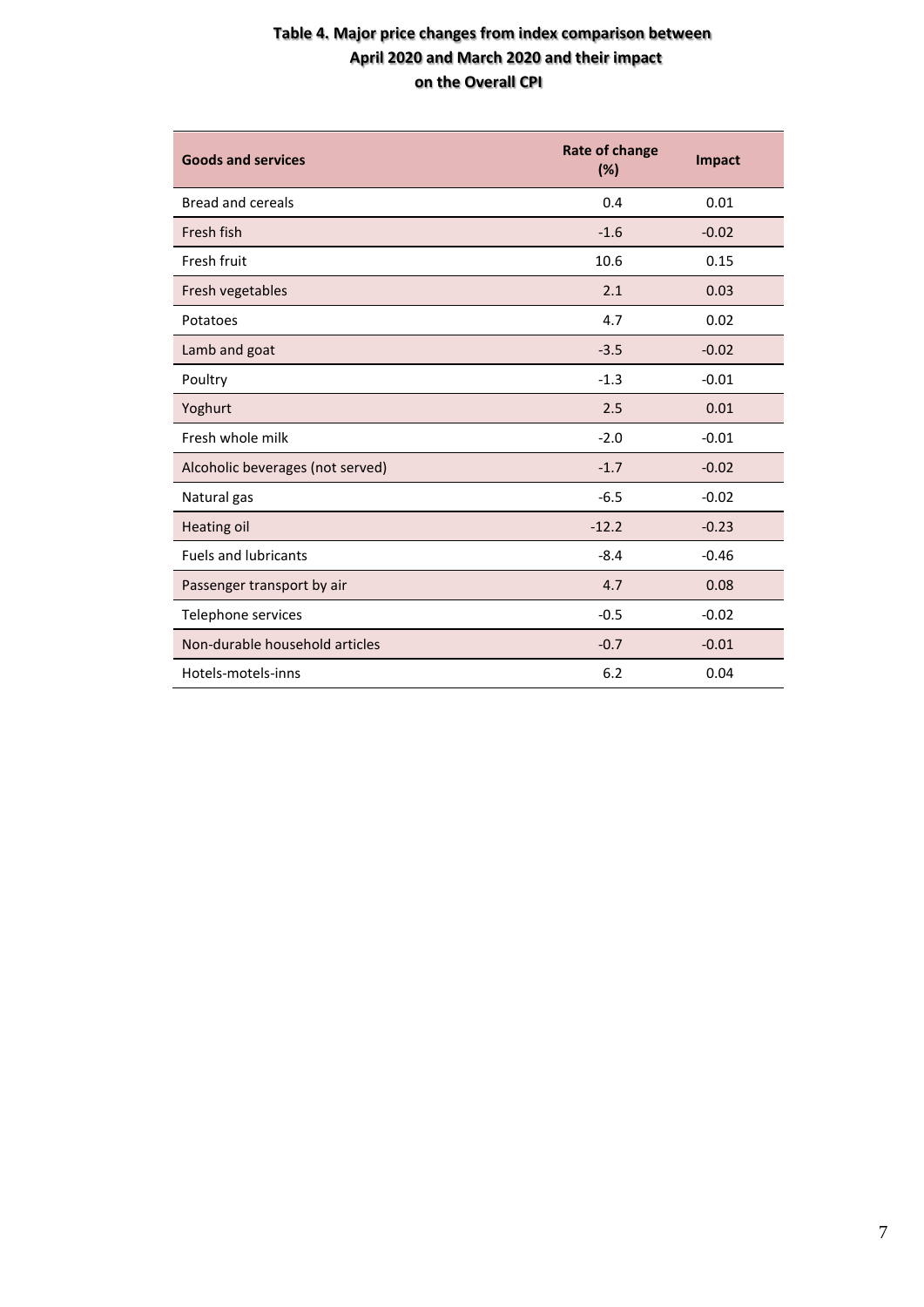**Table 4. Major price changes from index comparison between April 2020 and March 2020 and their impact on the Overall CPI**

| Goods and services | Rate of change (%) | Impact |
|---|---|---|
| Bread and cereals | 0.4 | 0.01 |
| Fresh fish | -1.6 | -0.02 |
| Fresh fruit | 10.6 | 0.15 |
| Fresh vegetables | 2.1 | 0.03 |
| Potatoes | 4.7 | 0.02 |
| Lamb and goat | -3.5 | -0.02 |
| Poultry | -1.3 | -0.01 |
| Yoghurt | 2.5 | 0.01 |
| Fresh whole milk | -2.0 | -0.01 |
| Alcoholic beverages (not served) | -1.7 | -0.02 |
| Natural gas | -6.5 | -0.02 |
| Heating oil | -12.2 | -0.23 |
| Fuels and lubricants | -8.4 | -0.46 |
| Passenger transport by air | 4.7 | 0.08 |
| Telephone services | -0.5 | -0.02 |
| Non-durable household articles | -0.7 | -0.01 |
| Hotels-motels-inns | 6.2 | 0.04 |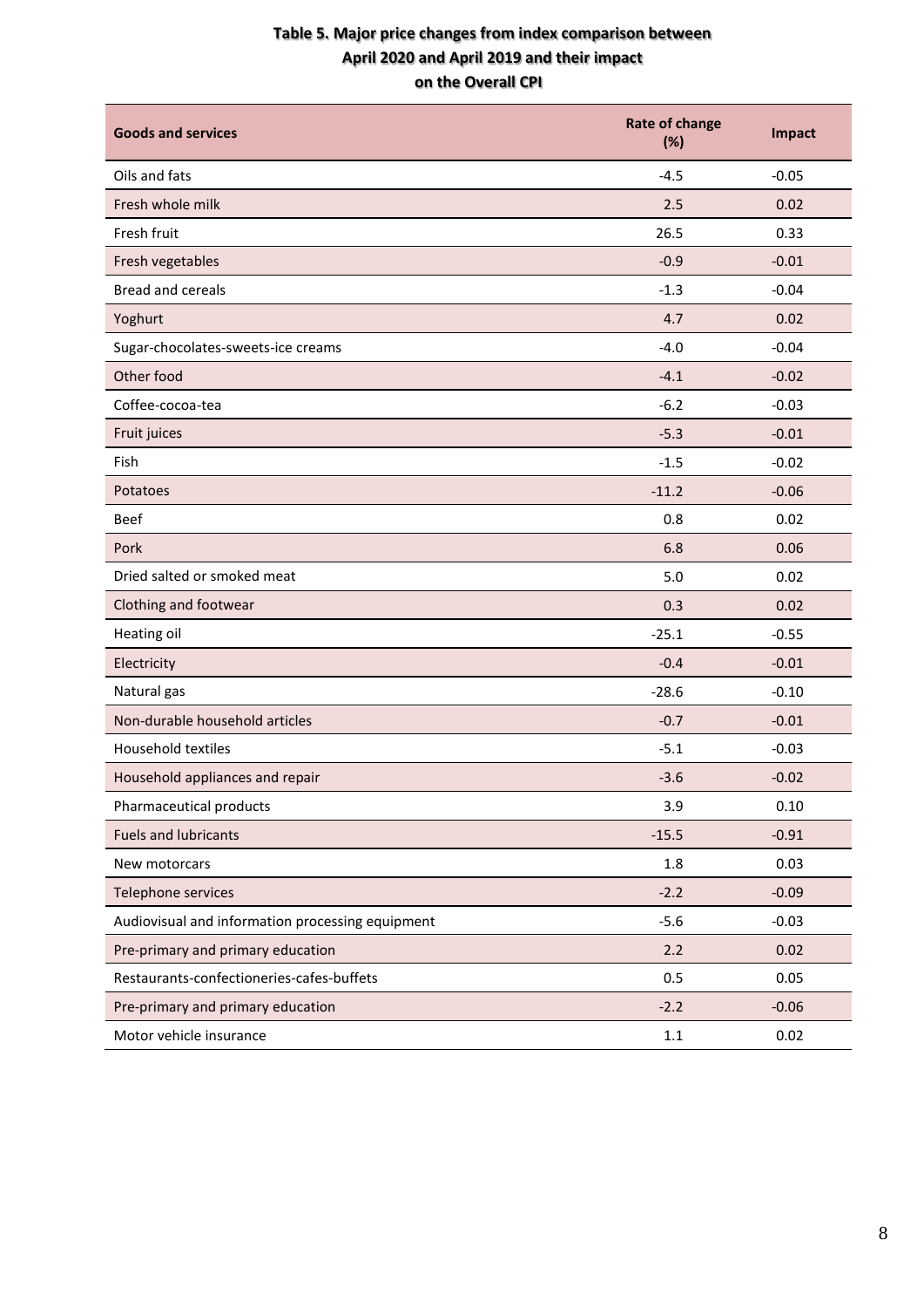**Table 5. Major price changes from index comparison between April 2020 and April 2019 and their impact on the Overall CPI**

| Goods and services | Rate of change (%) | Impact |
|---|---|---|
| Oils and fats | -4.5 | -0.05 |
| Fresh whole milk | 2.5 | 0.02 |
| Fresh fruit | 26.5 | 0.33 |
| Fresh vegetables | -0.9 | -0.01 |
| Bread and cereals | -1.3 | -0.04 |
| Yoghurt | 4.7 | 0.02 |
| Sugar-chocolates-sweets-ice creams | -4.0 | -0.04 |
| Other food | -4.1 | -0.02 |
| Coffee-cocoa-tea | -6.2 | -0.03 |
| Fruit juices | -5.3 | -0.01 |
| Fish | -1.5 | -0.02 |
| Potatoes | -11.2 | -0.06 |
| Beef | 0.8 | 0.02 |
| Pork | 6.8 | 0.06 |
| Dried salted or smoked meat | 5.0 | 0.02 |
| Clothing and footwear | 0.3 | 0.02 |
| Heating oil | -25.1 | -0.55 |
| Electricity | -0.4 | -0.01 |
| Natural gas | -28.6 | -0.10 |
| Non-durable household articles | -0.7 | -0.01 |
| Household textiles | -5.1 | -0.03 |
| Household appliances and repair | -3.6 | -0.02 |
| Pharmaceutical products | 3.9 | 0.10 |
| Fuels and lubricants | -15.5 | -0.91 |
| New motorcars | 1.8 | 0.03 |
| Telephone services | -2.2 | -0.09 |
| Audiovisual and information processing equipment | -5.6 | -0.03 |
| Pre-primary and primary education | 2.2 | 0.02 |
| Restaurants-confectioneries-cafes-buffets | 0.5 | 0.05 |
| Pre-primary and primary education | -2.2 | -0.06 |
| Motor vehicle insurance | 1.1 | 0.02 |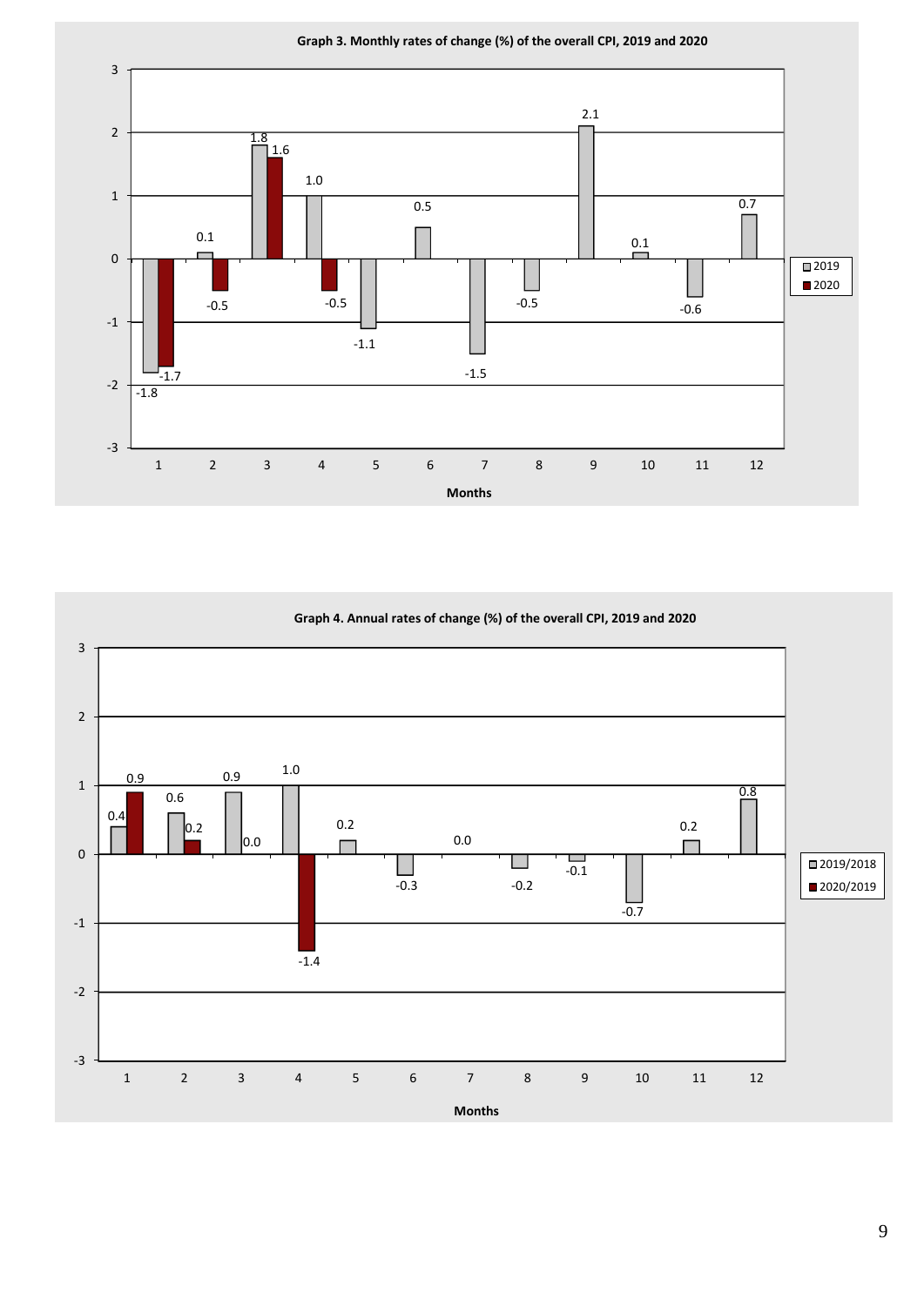**Graph 3. Monthly rates of change (%) of the overall CPI, 2019 and 2020**

| Months | 2019 | 2020 |
|---|---|---|
| 1 | -1.8 | -1.7 |
| 2 | 0.1 | -0.5 |
| 3 | 1.8 | 1.6 |
| 4 | 1.0 | -0.5 |
| 5 | -1.1 | |
| 6 | 0.5 | |
| 7 | -1.5 | |
| 8 | -0.5 | |
| 9 | 2.1 | |
| 10 | 0.1 | |
| 11 | -0.6 | |
| 12 | 0.7 | |

**Graph 4. Annual rates of change (%) of the overall CPI, 2019 and 2020**

| Months | 2019/2018 | 2020/2019 |
|---|---|---|
| 1 | 0.4 | 0.9 |
| 2 | 0.6 | 0.2 |
| 3 | 0.9 | 0.0 |
| 4 | 1.0 | -1.4 |
| 5 | 0.2 | |
| 6 | -0.3 | |
| 7 | 0.0 | |
| 8 | -0.2 | |
| 9 | -0.1 | |
| 10 | -0.7 | |
| 11 | 0.2 | |
| 12 | 0.8 | |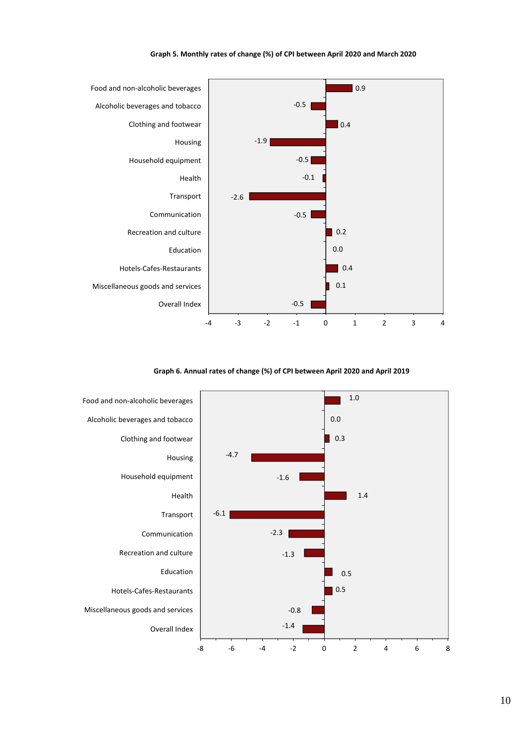**Graph 5. Monthly rates of change (%) of CPI between April 2020 and March 2020**

| Category | Rate (%) |
|---|---|
| Food and non-alcoholic beverages | 0.9 |
| Alcoholic beverages and tobacco | -0.5 |
| Clothing and footwear | 0.4 |
| Housing | -1.9 |
| Household equipment | -0.5 |
| Health | -0.1 |
| Transport | -2.6 |
| Communication | -0.5 |
| Recreation and culture | 0.2 |
| Education | 0.0 |
| Hotels-Cafes-Restaurants | 0.4 |
| Miscellaneous goods and services | 0.1 |
| Overall Index | -0.5 |

**Graph 6. Annual rates of change (%) of CPI between April 2020 and April 2019**

| Category | Rate (%) |
|---|---|
| Food and non-alcoholic beverages | 1.0 |
| Alcoholic beverages and tobacco | 0.0 |
| Clothing and footwear | 0.3 |
| Housing | -4.7 |
| Household equipment | -1.6 |
| Health | 1.4 |
| Transport | -6.1 |
| Communication | -2.3 |
| Recreation and culture | -1.3 |
| Education | 0.5 |
| Hotels-Cafes-Restaurants | 0.5 |
| Miscellaneous goods and services | -0.8 |
| Overall Index | -1.4 |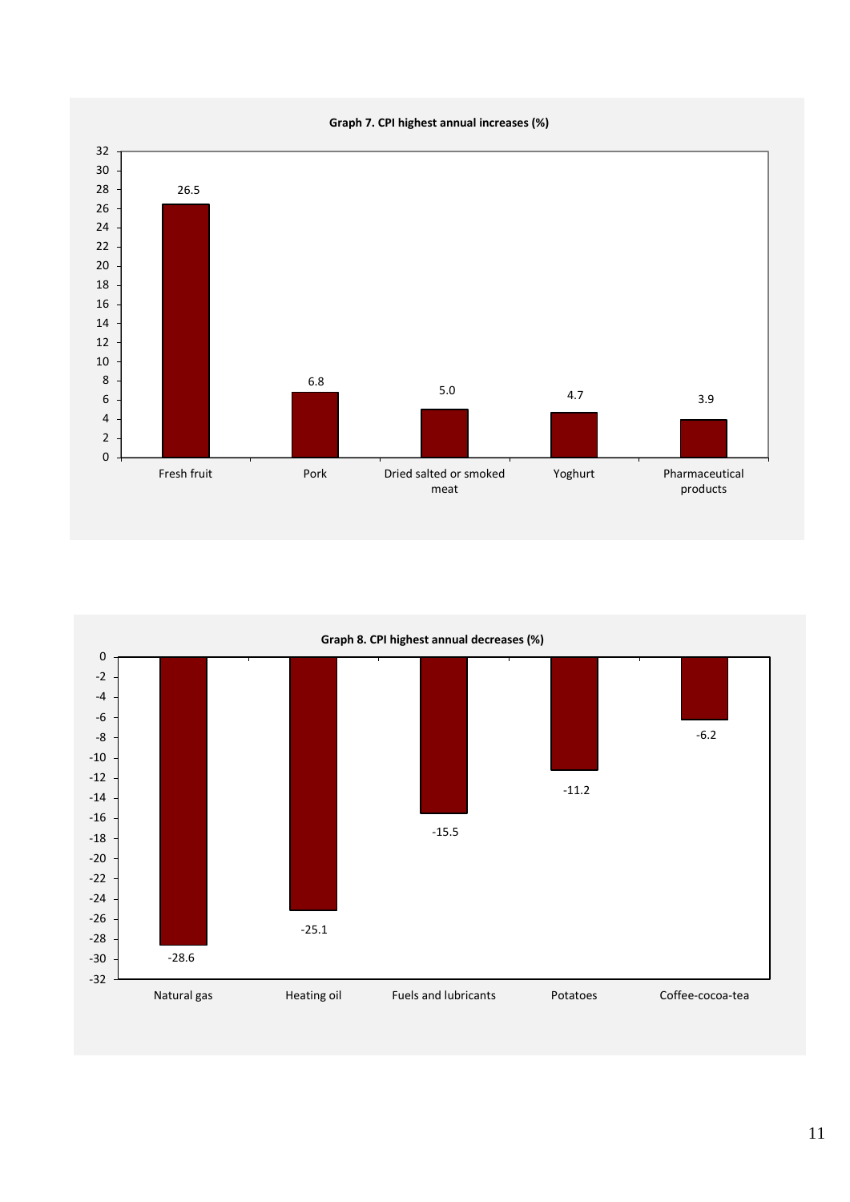**Graph 7. CPI highest annual increases (%)**

| Item | % |
| --- | --- |
| Fresh fruit | 26.5 |
| Pork | 6.8 |
| Dried salted or smoked meat | 5.0 |
| Yoghurt | 4.7 |
| Pharmaceutical products | 3.9 |

**Graph 8. CPI highest annual decreases (%)**

| Item | % |
| --- | --- |
| Natural gas | -28.6 |
| Heating oil | -25.1 |
| Fuels and lubricants | -15.5 |
| Potatoes | -11.2 |
| Coffee-cocoa-tea | -6.2 |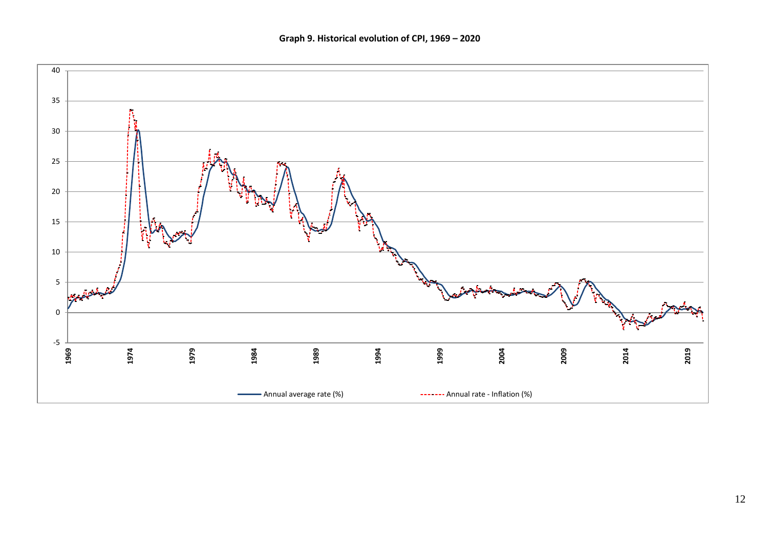**Graph 9. Historical evolution of CPI, 1969 – 2020**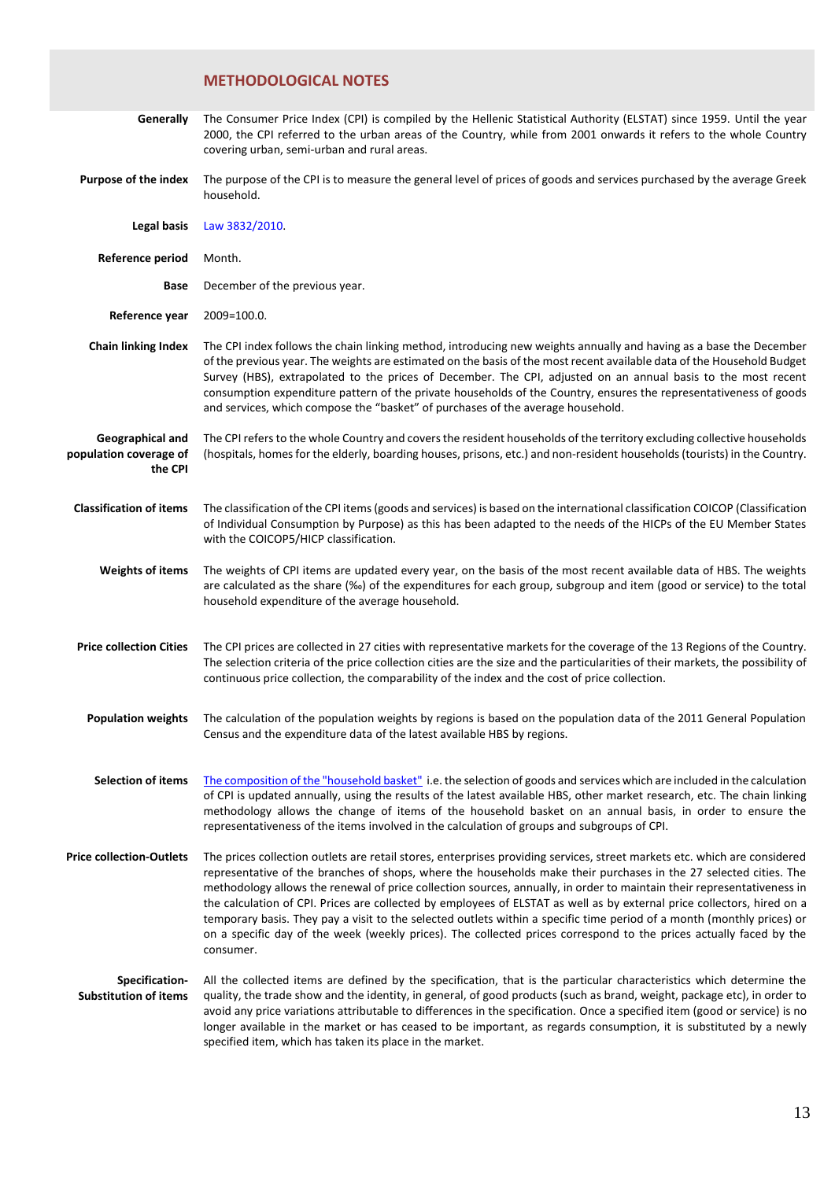## METHODOLOGICAL NOTES

**Generally** The Consumer Price Index (CPI) is compiled by the Hellenic Statistical Authority (ELSTAT) since 1959. Until the year 2000, the CPI referred to the urban areas of the Country, while from 2001 onwards it refers to the whole Country covering urban, semi-urban and rural areas.

**Purpose of the index** The purpose of the CPI is to measure the general level of prices of goods and services purchased by the average Greek household.

**Legal basis** Law 3832/2010.

**Reference period** Month.

**Base** December of the previous year.

**Reference year** 2009=100.0.

**Chain linking Index** The CPI index follows the chain linking method, introducing new weights annually and having as a base the December of the previous year. The weights are estimated on the basis of the most recent available data of the Household Budget Survey (HBS), extrapolated to the prices of December. The CPI, adjusted on an annual basis to the most recent consumption expenditure pattern of the private households of the Country, ensures the representativeness of goods and services, which compose the "basket" of purchases of the average household.

**Geographical and population coverage of the CPI** The CPI refers to the whole Country and covers the resident households of the territory excluding collective households (hospitals, homes for the elderly, boarding houses, prisons, etc.) and non-resident households (tourists) in the Country.

**Classification of items** The classification of the CPI items (goods and services) is based on the international classification COICOP (Classification of Individual Consumption by Purpose) as this has been adapted to the needs of the HICPs of the EU Member States with the COICOP5/HICP classification.

**Weights of items** The weights of CPI items are updated every year, on the basis of the most recent available data of HBS. The weights are calculated as the share (‰) of the expenditures for each group, subgroup and item (good or service) to the total household expenditure of the average household.

**Price collection Cities** The CPI prices are collected in 27 cities with representative markets for the coverage of the 13 Regions of the Country. The selection criteria of the price collection cities are the size and the particularities of their markets, the possibility of continuous price collection, the comparability of the index and the cost of price collection.

**Population weights** The calculation of the population weights by regions is based on the population data of the 2011 General Population Census and the expenditure data of the latest available HBS by regions.

**Selection of items** The composition of the "household basket" i.e. the selection of goods and services which are included in the calculation of CPI is updated annually, using the results of the latest available HBS, other market research, etc. The chain linking methodology allows the change of items of the household basket on an annual basis, in order to ensure the representativeness of the items involved in the calculation of groups and subgroups of CPI.

**Price collection-Outlets** The prices collection outlets are retail stores, enterprises providing services, street markets etc. which are considered representative of the branches of shops, where the households make their purchases in the 27 selected cities. The methodology allows the renewal of price collection sources, annually, in order to maintain their representativeness in the calculation of CPI. Prices are collected by employees of ELSTAT as well as by external price collectors, hired on a temporary basis. They pay a visit to the selected outlets within a specific time period of a month (monthly prices) or on a specific day of the week (weekly prices). The collected prices correspond to the prices actually faced by the consumer.

**Specification-Substitution of items** All the collected items are defined by the specification, that is the particular characteristics which determine the quality, the trade show and the identity, in general, of good products (such as brand, weight, package etc), in order to avoid any price variations attributable to differences in the specification. Once a specified item (good or service) is no longer available in the market or has ceased to be important, as regards consumption, it is substituted by a newly specified item, which has taken its place in the market.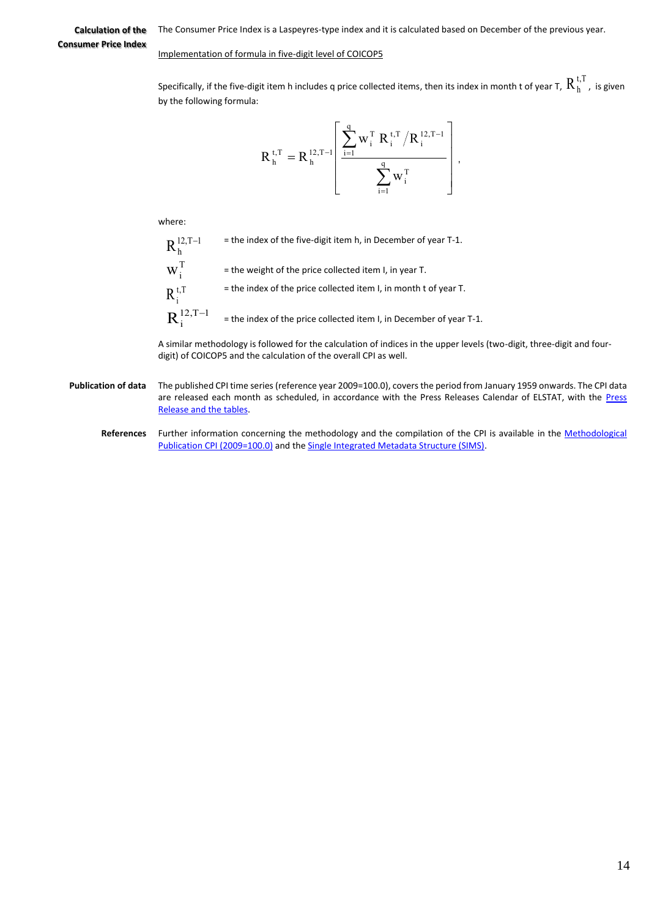**Calculation of the Consumer Price Index**

The Consumer Price Index is a Laspeyres-type index and it is calculated based on December of the previous year.

Implementation of formula in five-digit level of COICOP5

Specifically, if the five-digit item h includes q price collected items, then its index in month t of year T, $R_h^{t,T}$, is given by the following formula:

$$R_h^{t,T} = R_h^{12,T-1} \left[ \frac{\sum_{i=1}^{q} w_i^T \, R_i^{t,T} / R_i^{12,T-1}}{\sum_{i=1}^{q} w_i^T} \right],$$

where:

$R_h^{12,T-1}$ = the index of the five-digit item h, in December of year T-1.

$w_i^T$ = the weight of the price collected item I, in year T.

$R_i^{t,T}$ = the index of the price collected item I, in month t of year T.

$R_i^{12,T-1}$ = the index of the price collected item I, in December of year T-1.

A similar methodology is followed for the calculation of indices in the upper levels (two-digit, three-digit and four-digit) of COICOP5 and the calculation of the overall CPI as well.

**Publication of data**

The published CPI time series (reference year 2009=100.0), covers the period from January 1959 onwards. The CPI data are released each month as scheduled, in accordance with the Press Releases Calendar of ELSTAT, with the Press Release and the tables.

**References**

Further information concerning the methodology and the compilation of the CPI is available in the Methodological Publication CPI (2009=100.0) and the Single Integrated Metadata Structure (SIMS).